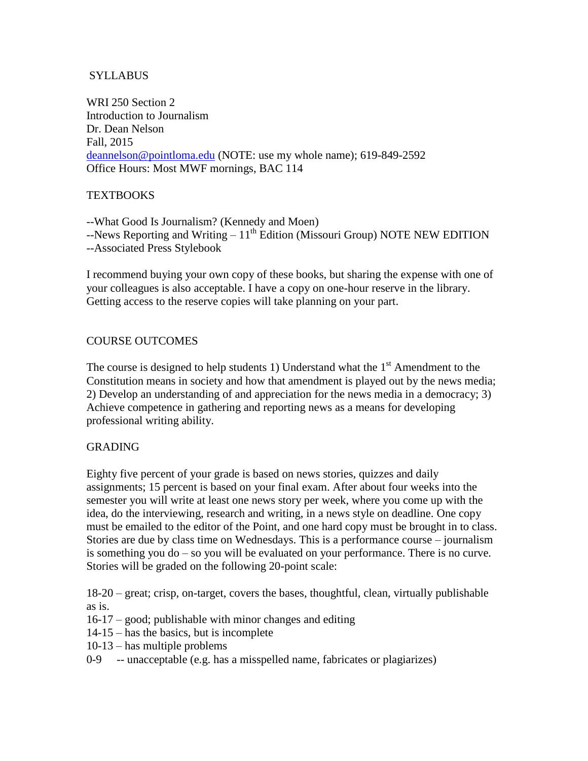# SYLLABUS

WRI 250 Section 2
Introduction to Journalism
Dr. Dean Nelson
Fall, 2015
deannelson@pointloma.edu (NOTE: use my whole name); 619-849-2592
Office Hours: Most MWF mornings, BAC 114

## TEXTBOOKS

--What Good Is Journalism? (Kennedy and Moen)
--News Reporting and Writing – 11th Edition (Missouri Group) NOTE NEW EDITION
--Associated Press Stylebook

I recommend buying your own copy of these books, but sharing the expense with one of your colleagues is also acceptable. I have a copy on one-hour reserve in the library. Getting access to the reserve copies will take planning on your part.

## COURSE OUTCOMES

The course is designed to help students 1) Understand what the 1st Amendment to the Constitution means in society and how that amendment is played out by the news media; 2) Develop an understanding of and appreciation for the news media in a democracy; 3) Achieve competence in gathering and reporting news as a means for developing professional writing ability.

## GRADING

Eighty five percent of your grade is based on news stories, quizzes and daily assignments; 15 percent is based on your final exam. After about four weeks into the semester you will write at least one news story per week, where you come up with the idea, do the interviewing, research and writing, in a news style on deadline. One copy must be emailed to the editor of the Point, and one hard copy must be brought in to class. Stories are due by class time on Wednesdays. This is a performance course – journalism is something you do – so you will be evaluated on your performance. There is no curve. Stories will be graded on the following 20-point scale:

18-20 – great; crisp, on-target, covers the bases, thoughtful, clean, virtually publishable as is.
16-17 – good; publishable with minor changes and editing
14-15 – has the basics, but is incomplete
10-13 – has multiple problems
0-9 -- unacceptable (e.g. has a misspelled name, fabricates or plagiarizes)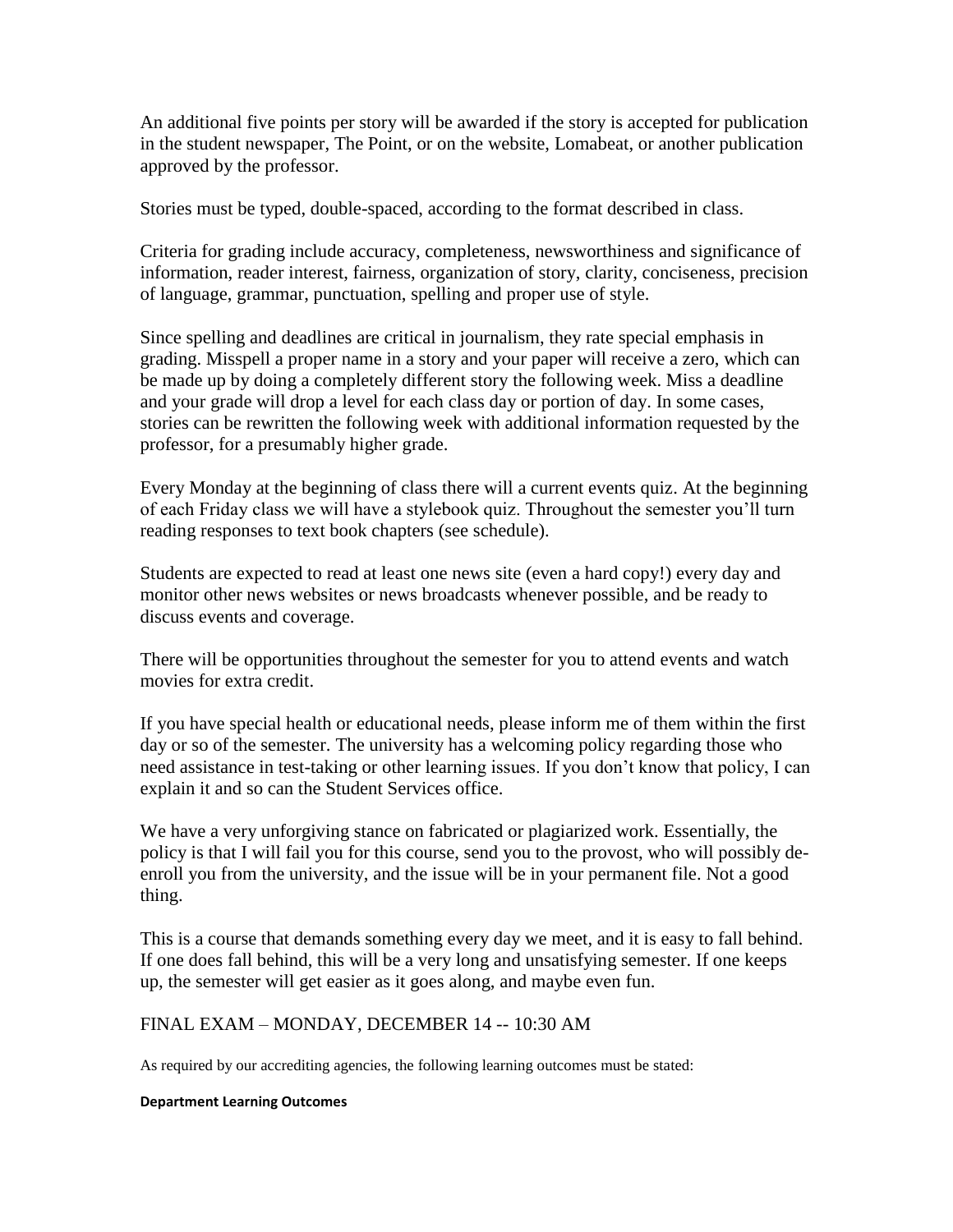An additional five points per story will be awarded if the story is accepted for publication in the student newspaper, The Point, or on the website, Lomabeat, or another publication approved by the professor.

Stories must be typed, double-spaced, according to the format described in class.

Criteria for grading include accuracy, completeness, newsworthiness and significance of information, reader interest, fairness, organization of story, clarity, conciseness, precision of language, grammar, punctuation, spelling and proper use of style.

Since spelling and deadlines are critical in journalism, they rate special emphasis in grading. Misspell a proper name in a story and your paper will receive a zero, which can be made up by doing a completely different story the following week. Miss a deadline and your grade will drop a level for each class day or portion of day. In some cases, stories can be rewritten the following week with additional information requested by the professor, for a presumably higher grade.

Every Monday at the beginning of class there will a current events quiz. At the beginning of each Friday class we will have a stylebook quiz. Throughout the semester you'll turn reading responses to text book chapters (see schedule).

Students are expected to read at least one news site (even a hard copy!) every day and monitor other news websites or news broadcasts whenever possible, and be ready to discuss events and coverage.

There will be opportunities throughout the semester for you to attend events and watch movies for extra credit.

If you have special health or educational needs, please inform me of them within the first day or so of the semester. The university has a welcoming policy regarding those who need assistance in test-taking or other learning issues. If you don't know that policy, I can explain it and so can the Student Services office.

We have a very unforgiving stance on fabricated or plagiarized work. Essentially, the policy is that I will fail you for this course, send you to the provost, who will possibly de-enroll you from the university, and the issue will be in your permanent file. Not a good thing.

This is a course that demands something every day we meet, and it is easy to fall behind. If one does fall behind, this will be a very long and unsatisfying semester. If one keeps up, the semester will get easier as it goes along, and maybe even fun.

FINAL EXAM – MONDAY, DECEMBER 14 -- 10:30 AM

As required by our accrediting agencies, the following learning outcomes must be stated:

**Department Learning Outcomes**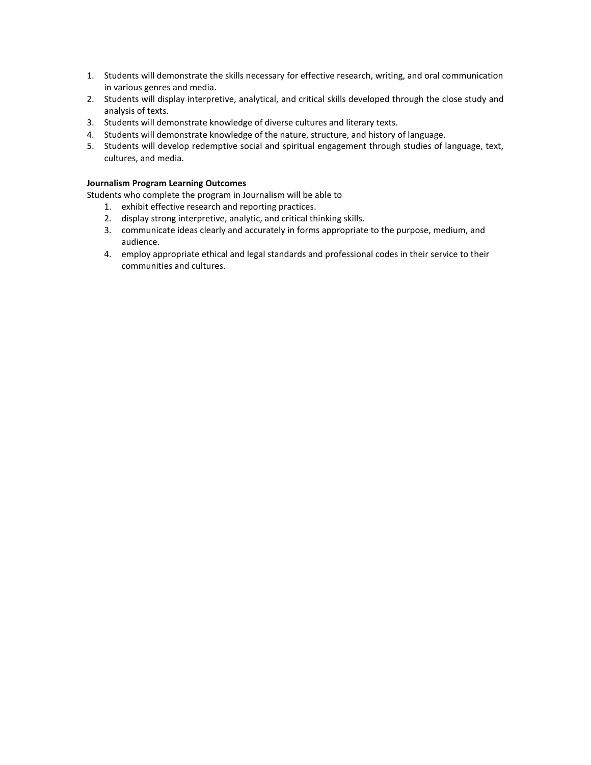1. Students will demonstrate the skills necessary for effective research, writing, and oral communication in various genres and media.
2. Students will display interpretive, analytical, and critical skills developed through the close study and analysis of texts.
3. Students will demonstrate knowledge of diverse cultures and literary texts.
4. Students will demonstrate knowledge of the nature, structure, and history of language.
5. Students will develop redemptive social and spiritual engagement through studies of language, text, cultures, and media.

**Journalism Program Learning Outcomes**

Students who complete the program in Journalism will be able to

1. exhibit effective research and reporting practices.
2. display strong interpretive, analytic, and critical thinking skills.
3. communicate ideas clearly and accurately in forms appropriate to the purpose, medium, and audience.
4. employ appropriate ethical and legal standards and professional codes in their service to their communities and cultures.